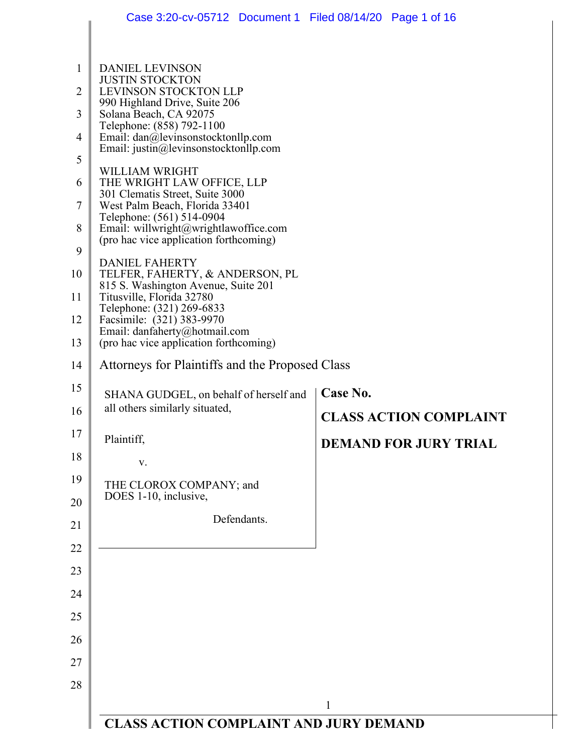DANIEL LEVINSON
JUSTIN STOCKTON
LEVINSON STOCKTON LLP
990 Highland Drive, Suite 206
Solana Beach, CA 92075
Telephone: (858) 792-1100
Email: dan@levinsonstocktonllp.com
Email: justin@levinsonstocktonllp.com

WILLIAM WRIGHT
THE WRIGHT LAW OFFICE, LLP
301 Clematis Street, Suite 3000
West Palm Beach, Florida 33401
Telephone: (561) 514-0904
Email: willwright@wrightlawoffice.com
(pro hac vice application forthcoming)

DANIEL FAHERTY
TELFER, FAHERTY, & ANDERSON, PL
815 S. Washington Avenue, Suite 201
Titusville, Florida 32780
Telephone: (321) 269-6833
Facsimile: (321) 383-9970
Email: danfaherty@hotmail.com
(pro hac vice application forthcoming)

Attorneys for Plaintiffs and the Proposed Class

| | |
|---|---|
| SHANA GUDGEL, on behalf of herself and all others similarly situated,<br><br>Plaintiff,<br><br>v.<br><br>THE CLOROX COMPANY; and DOES 1-10, inclusive,<br><br>Defendants. | **Case No.**<br><br>**CLASS ACTION COMPLAINT**<br><br>**DEMAND FOR JURY TRIAL** |

**CLASS ACTION COMPLAINT AND JURY DEMAND**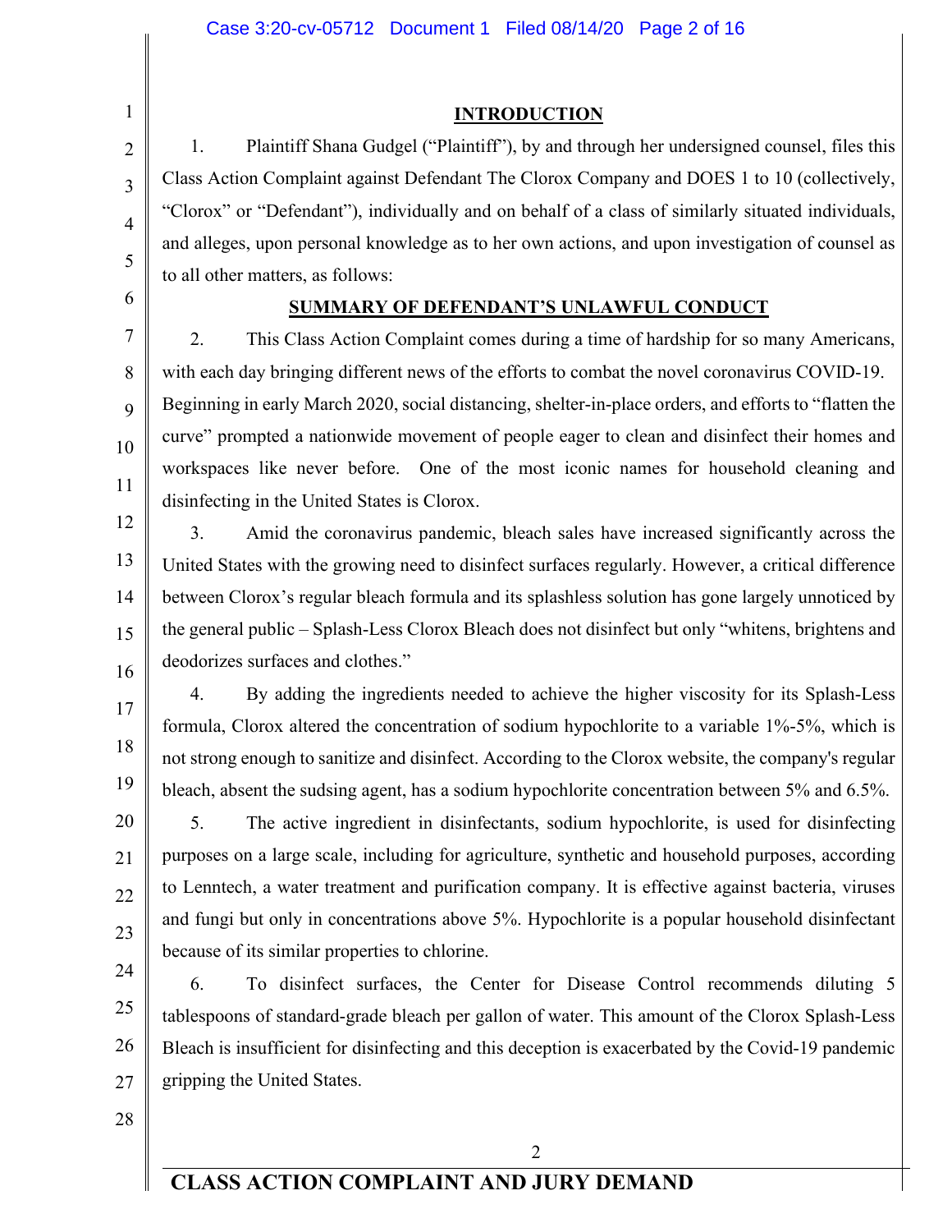## INTRODUCTION

1. Plaintiff Shana Gudgel ("Plaintiff"), by and through her undersigned counsel, files this Class Action Complaint against Defendant The Clorox Company and DOES 1 to 10 (collectively, "Clorox" or "Defendant"), individually and on behalf of a class of similarly situated individuals, and alleges, upon personal knowledge as to her own actions, and upon investigation of counsel as to all other matters, as follows:

## SUMMARY OF DEFENDANT'S UNLAWFUL CONDUCT

2. This Class Action Complaint comes during a time of hardship for so many Americans, with each day bringing different news of the efforts to combat the novel coronavirus COVID-19. Beginning in early March 2020, social distancing, shelter-in-place orders, and efforts to "flatten the curve" prompted a nationwide movement of people eager to clean and disinfect their homes and workspaces like never before. One of the most iconic names for household cleaning and disinfecting in the United States is Clorox.

3. Amid the coronavirus pandemic, bleach sales have increased significantly across the United States with the growing need to disinfect surfaces regularly. However, a critical difference between Clorox's regular bleach formula and its splashless solution has gone largely unnoticed by the general public – Splash-Less Clorox Bleach does not disinfect but only "whitens, brightens and deodorizes surfaces and clothes."

4. By adding the ingredients needed to achieve the higher viscosity for its Splash-Less formula, Clorox altered the concentration of sodium hypochlorite to a variable 1%-5%, which is not strong enough to sanitize and disinfect. According to the Clorox website, the company's regular bleach, absent the sudsing agent, has a sodium hypochlorite concentration between 5% and 6.5%.

5. The active ingredient in disinfectants, sodium hypochlorite, is used for disinfecting purposes on a large scale, including for agriculture, synthetic and household purposes, according to Lenntech, a water treatment and purification company. It is effective against bacteria, viruses and fungi but only in concentrations above 5%. Hypochlorite is a popular household disinfectant because of its similar properties to chlorine.

6. To disinfect surfaces, the Center for Disease Control recommends diluting 5 tablespoons of standard-grade bleach per gallon of water. This amount of the Clorox Splash-Less Bleach is insufficient for disinfecting and this deception is exacerbated by the Covid-19 pandemic gripping the United States.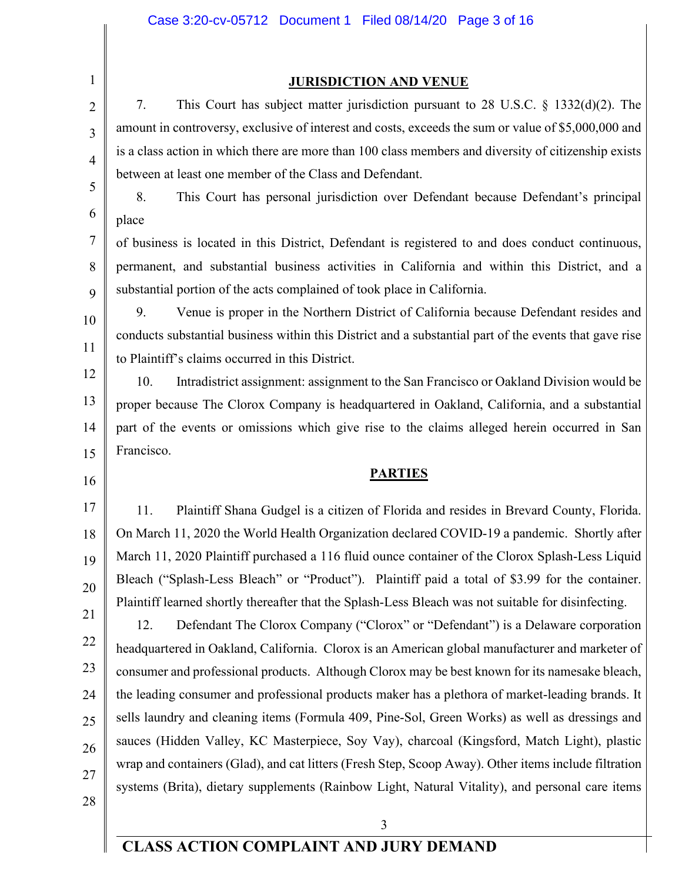## JURISDICTION AND VENUE

7. This Court has subject matter jurisdiction pursuant to 28 U.S.C. § 1332(d)(2). The amount in controversy, exclusive of interest and costs, exceeds the sum or value of $5,000,000 and is a class action in which there are more than 100 class members and diversity of citizenship exists between at least one member of the Class and Defendant.

8. This Court has personal jurisdiction over Defendant because Defendant's principal place of business is located in this District, Defendant is registered to and does conduct continuous, permanent, and substantial business activities in California and within this District, and a substantial portion of the acts complained of took place in California.

9. Venue is proper in the Northern District of California because Defendant resides and conducts substantial business within this District and a substantial part of the events that gave rise to Plaintiff's claims occurred in this District.

10. Intradistrict assignment: assignment to the San Francisco or Oakland Division would be proper because The Clorox Company is headquartered in Oakland, California, and a substantial part of the events or omissions which give rise to the claims alleged herein occurred in San Francisco.

## PARTIES

11. Plaintiff Shana Gudgel is a citizen of Florida and resides in Brevard County, Florida. On March 11, 2020 the World Health Organization declared COVID-19 a pandemic. Shortly after March 11, 2020 Plaintiff purchased a 116 fluid ounce container of the Clorox Splash-Less Liquid Bleach ("Splash-Less Bleach" or "Product"). Plaintiff paid a total of $3.99 for the container. Plaintiff learned shortly thereafter that the Splash-Less Bleach was not suitable for disinfecting.

12. Defendant The Clorox Company ("Clorox" or "Defendant") is a Delaware corporation headquartered in Oakland, California. Clorox is an American global manufacturer and marketer of consumer and professional products. Although Clorox may be best known for its namesake bleach, the leading consumer and professional products maker has a plethora of market-leading brands. It sells laundry and cleaning items (Formula 409, Pine-Sol, Green Works) as well as dressings and sauces (Hidden Valley, KC Masterpiece, Soy Vay), charcoal (Kingsford, Match Light), plastic wrap and containers (Glad), and cat litters (Fresh Step, Scoop Away). Other items include filtration systems (Brita), dietary supplements (Rainbow Light, Natural Vitality), and personal care items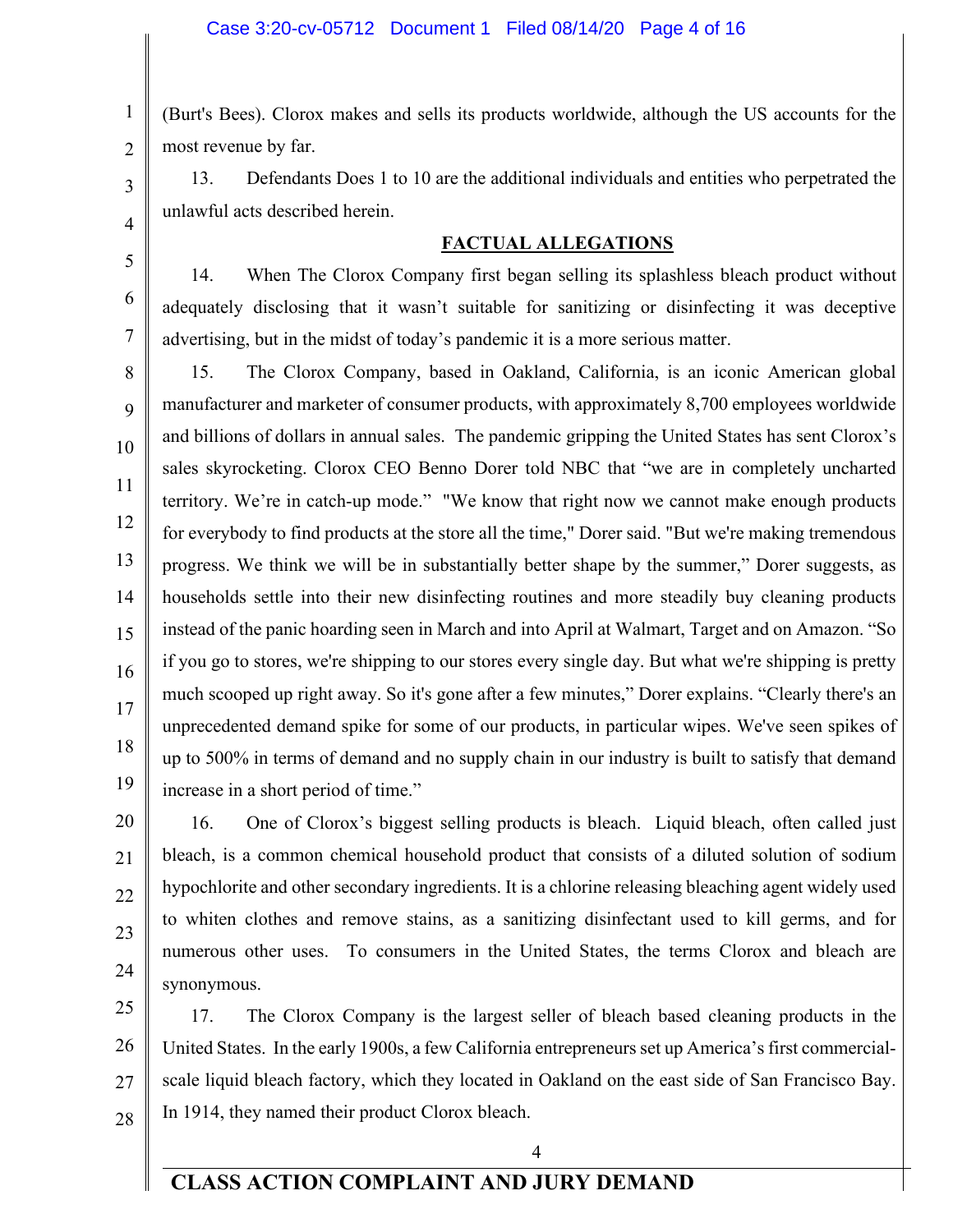(Burt's Bees). Clorox makes and sells its products worldwide, although the US accounts for the most revenue by far.

13. Defendants Does 1 to 10 are the additional individuals and entities who perpetrated the unlawful acts described herein.

## FACTUAL ALLEGATIONS

14. When The Clorox Company first began selling its splashless bleach product without adequately disclosing that it wasn't suitable for sanitizing or disinfecting it was deceptive advertising, but in the midst of today's pandemic it is a more serious matter.

15. The Clorox Company, based in Oakland, California, is an iconic American global manufacturer and marketer of consumer products, with approximately 8,700 employees worldwide and billions of dollars in annual sales. The pandemic gripping the United States has sent Clorox's sales skyrocketing. Clorox CEO Benno Dorer told NBC that "we are in completely uncharted territory. We're in catch-up mode." "We know that right now we cannot make enough products for everybody to find products at the store all the time," Dorer said. "But we're making tremendous progress. We think we will be in substantially better shape by the summer," Dorer suggests, as households settle into their new disinfecting routines and more steadily buy cleaning products instead of the panic hoarding seen in March and into April at Walmart, Target and on Amazon. "So if you go to stores, we're shipping to our stores every single day. But what we're shipping is pretty much scooped up right away. So it's gone after a few minutes," Dorer explains. "Clearly there's an unprecedented demand spike for some of our products, in particular wipes. We've seen spikes of up to 500% in terms of demand and no supply chain in our industry is built to satisfy that demand increase in a short period of time."

16. One of Clorox's biggest selling products is bleach. Liquid bleach, often called just bleach, is a common chemical household product that consists of a diluted solution of sodium hypochlorite and other secondary ingredients. It is a chlorine releasing bleaching agent widely used to whiten clothes and remove stains, as a sanitizing disinfectant used to kill germs, and for numerous other uses. To consumers in the United States, the terms Clorox and bleach are synonymous.

17. The Clorox Company is the largest seller of bleach based cleaning products in the United States. In the early 1900s, a few California entrepreneurs set up America's first commercial-scale liquid bleach factory, which they located in Oakland on the east side of San Francisco Bay. In 1914, they named their product Clorox bleach.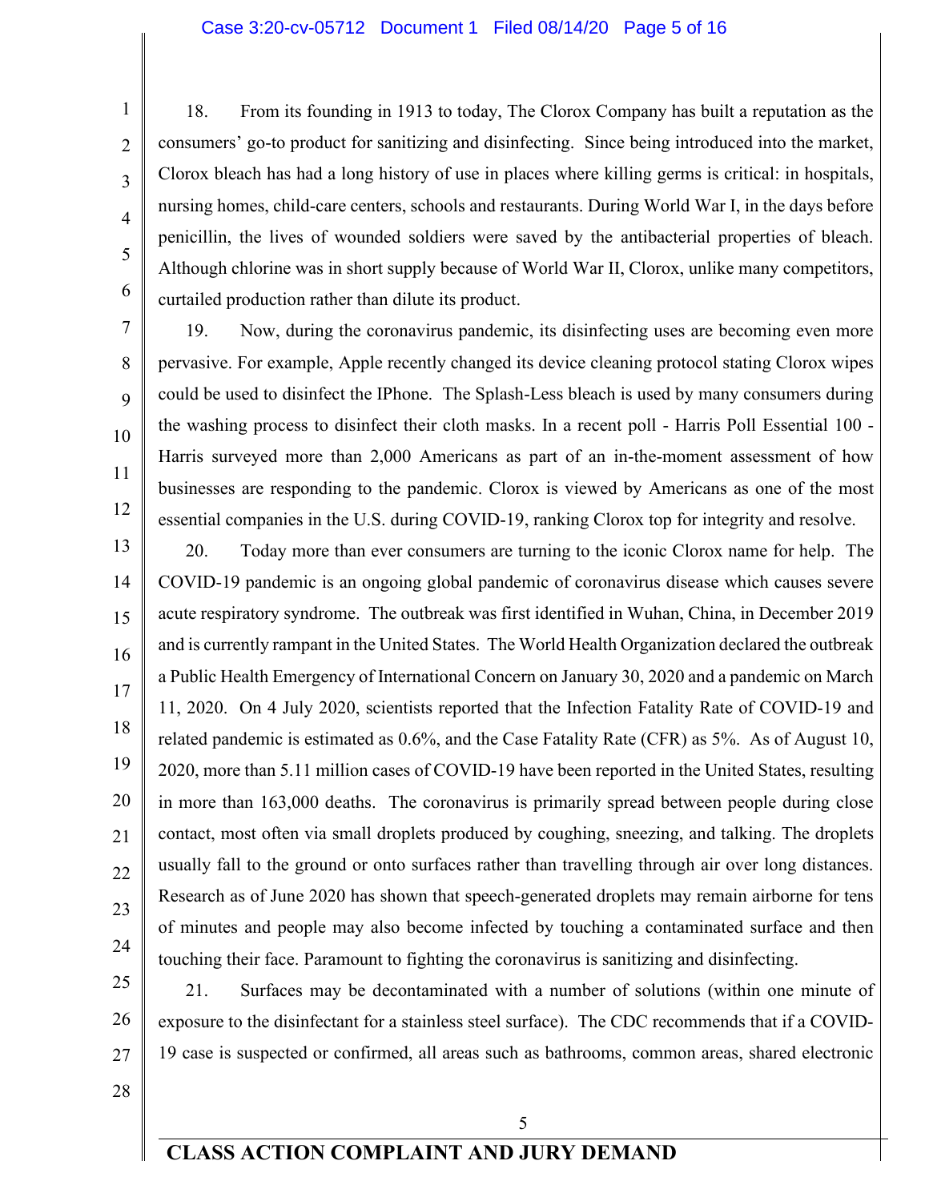18. From its founding in 1913 to today, The Clorox Company has built a reputation as the consumers' go-to product for sanitizing and disinfecting. Since being introduced into the market, Clorox bleach has had a long history of use in places where killing germs is critical: in hospitals, nursing homes, child-care centers, schools and restaurants. During World War I, in the days before penicillin, the lives of wounded soldiers were saved by the antibacterial properties of bleach. Although chlorine was in short supply because of World War II, Clorox, unlike many competitors, curtailed production rather than dilute its product.

19. Now, during the coronavirus pandemic, its disinfecting uses are becoming even more pervasive. For example, Apple recently changed its device cleaning protocol stating Clorox wipes could be used to disinfect the IPhone. The Splash-Less bleach is used by many consumers during the washing process to disinfect their cloth masks. In a recent poll - Harris Poll Essential 100 - Harris surveyed more than 2,000 Americans as part of an in-the-moment assessment of how businesses are responding to the pandemic. Clorox is viewed by Americans as one of the most essential companies in the U.S. during COVID-19, ranking Clorox top for integrity and resolve.

20. Today more than ever consumers are turning to the iconic Clorox name for help. The COVID-19 pandemic is an ongoing global pandemic of coronavirus disease which causes severe acute respiratory syndrome. The outbreak was first identified in Wuhan, China, in December 2019 and is currently rampant in the United States. The World Health Organization declared the outbreak a Public Health Emergency of International Concern on January 30, 2020 and a pandemic on March 11, 2020. On 4 July 2020, scientists reported that the Infection Fatality Rate of COVID-19 and related pandemic is estimated as 0.6%, and the Case Fatality Rate (CFR) as 5%. As of August 10, 2020, more than 5.11 million cases of COVID-19 have been reported in the United States, resulting in more than 163,000 deaths. The coronavirus is primarily spread between people during close contact, most often via small droplets produced by coughing, sneezing, and talking. The droplets usually fall to the ground or onto surfaces rather than travelling through air over long distances. Research as of June 2020 has shown that speech-generated droplets may remain airborne for tens of minutes and people may also become infected by touching a contaminated surface and then touching their face. Paramount to fighting the coronavirus is sanitizing and disinfecting.

21. Surfaces may be decontaminated with a number of solutions (within one minute of exposure to the disinfectant for a stainless steel surface). The CDC recommends that if a COVID-19 case is suspected or confirmed, all areas such as bathrooms, common areas, shared electronic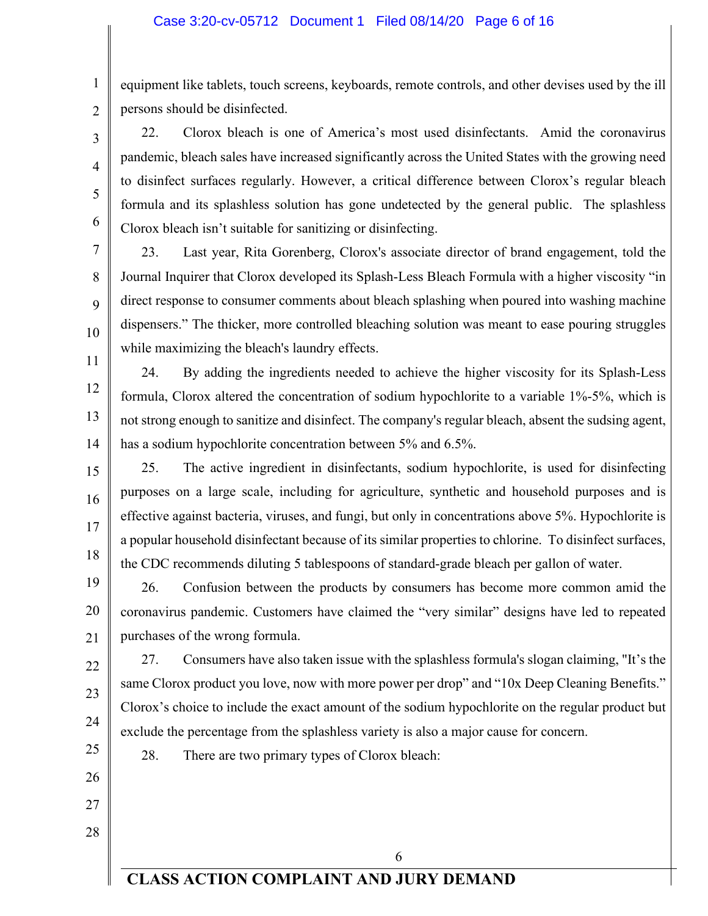equipment like tablets, touch screens, keyboards, remote controls, and other devises used by the ill persons should be disinfected.

22. Clorox bleach is one of America's most used disinfectants. Amid the coronavirus pandemic, bleach sales have increased significantly across the United States with the growing need to disinfect surfaces regularly. However, a critical difference between Clorox's regular bleach formula and its splashless solution has gone undetected by the general public. The splashless Clorox bleach isn't suitable for sanitizing or disinfecting.

23. Last year, Rita Gorenberg, Clorox's associate director of brand engagement, told the Journal Inquirer that Clorox developed its Splash-Less Bleach Formula with a higher viscosity "in direct response to consumer comments about bleach splashing when poured into washing machine dispensers." The thicker, more controlled bleaching solution was meant to ease pouring struggles while maximizing the bleach's laundry effects.

24. By adding the ingredients needed to achieve the higher viscosity for its Splash-Less formula, Clorox altered the concentration of sodium hypochlorite to a variable 1%-5%, which is not strong enough to sanitize and disinfect. The company's regular bleach, absent the sudsing agent, has a sodium hypochlorite concentration between 5% and 6.5%.

25. The active ingredient in disinfectants, sodium hypochlorite, is used for disinfecting purposes on a large scale, including for agriculture, synthetic and household purposes and is effective against bacteria, viruses, and fungi, but only in concentrations above 5%. Hypochlorite is a popular household disinfectant because of its similar properties to chlorine. To disinfect surfaces, the CDC recommends diluting 5 tablespoons of standard-grade bleach per gallon of water.

26. Confusion between the products by consumers has become more common amid the coronavirus pandemic. Customers have claimed the "very similar" designs have led to repeated purchases of the wrong formula.

27. Consumers have also taken issue with the splashless formula's slogan claiming, "It's the same Clorox product you love, now with more power per drop" and "10x Deep Cleaning Benefits." Clorox's choice to include the exact amount of the sodium hypochlorite on the regular product but exclude the percentage from the splashless variety is also a major cause for concern.

28. There are two primary types of Clorox bleach: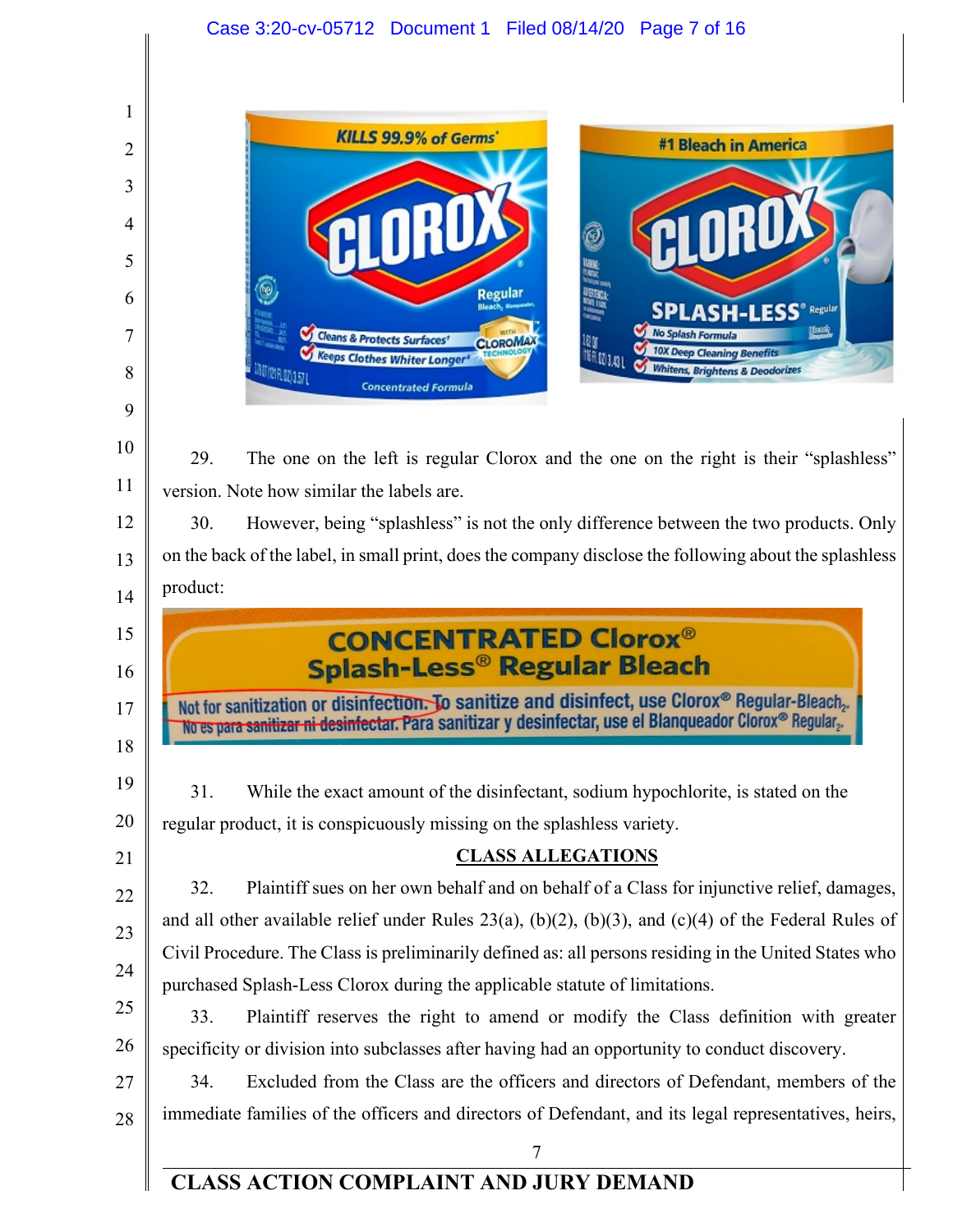29. The one on the left is regular Clorox and the one on the right is their "splashless" version. Note how similar the labels are.

30. However, being "splashless" is not the only difference between the two products. Only on the back of the label, in small print, does the company disclose the following about the splashless product:

31. While the exact amount of the disinfectant, sodium hypochlorite, is stated on the regular product, it is conspicuously missing on the splashless variety.

## CLASS ALLEGATIONS

32. Plaintiff sues on her own behalf and on behalf of a Class for injunctive relief, damages, and all other available relief under Rules 23(a), (b)(2), (b)(3), and (c)(4) of the Federal Rules of Civil Procedure. The Class is preliminarily defined as: all persons residing in the United States who purchased Splash-Less Clorox during the applicable statute of limitations.

33. Plaintiff reserves the right to amend or modify the Class definition with greater specificity or division into subclasses after having had an opportunity to conduct discovery.

34. Excluded from the Class are the officers and directors of Defendant, members of the immediate families of the officers and directors of Defendant, and its legal representatives, heirs,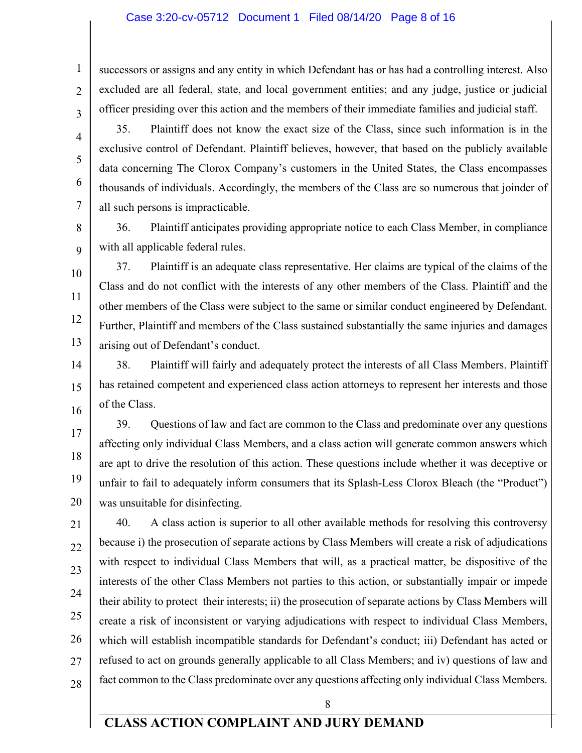successors or assigns and any entity in which Defendant has or has had a controlling interest. Also excluded are all federal, state, and local government entities; and any judge, justice or judicial officer presiding over this action and the members of their immediate families and judicial staff.

35. Plaintiff does not know the exact size of the Class, since such information is in the exclusive control of Defendant. Plaintiff believes, however, that based on the publicly available data concerning The Clorox Company's customers in the United States, the Class encompasses thousands of individuals. Accordingly, the members of the Class are so numerous that joinder of all such persons is impracticable.

36. Plaintiff anticipates providing appropriate notice to each Class Member, in compliance with all applicable federal rules.

37. Plaintiff is an adequate class representative. Her claims are typical of the claims of the Class and do not conflict with the interests of any other members of the Class. Plaintiff and the other members of the Class were subject to the same or similar conduct engineered by Defendant. Further, Plaintiff and members of the Class sustained substantially the same injuries and damages arising out of Defendant's conduct.

38. Plaintiff will fairly and adequately protect the interests of all Class Members. Plaintiff has retained competent and experienced class action attorneys to represent her interests and those of the Class.

39. Questions of law and fact are common to the Class and predominate over any questions affecting only individual Class Members, and a class action will generate common answers which are apt to drive the resolution of this action. These questions include whether it was deceptive or unfair to fail to adequately inform consumers that its Splash-Less Clorox Bleach (the "Product") was unsuitable for disinfecting.

40. A class action is superior to all other available methods for resolving this controversy because i) the prosecution of separate actions by Class Members will create a risk of adjudications with respect to individual Class Members that will, as a practical matter, be dispositive of the interests of the other Class Members not parties to this action, or substantially impair or impede their ability to protect their interests; ii) the prosecution of separate actions by Class Members will create a risk of inconsistent or varying adjudications with respect to individual Class Members, which will establish incompatible standards for Defendant's conduct; iii) Defendant has acted or refused to act on grounds generally applicable to all Class Members; and iv) questions of law and fact common to the Class predominate over any questions affecting only individual Class Members.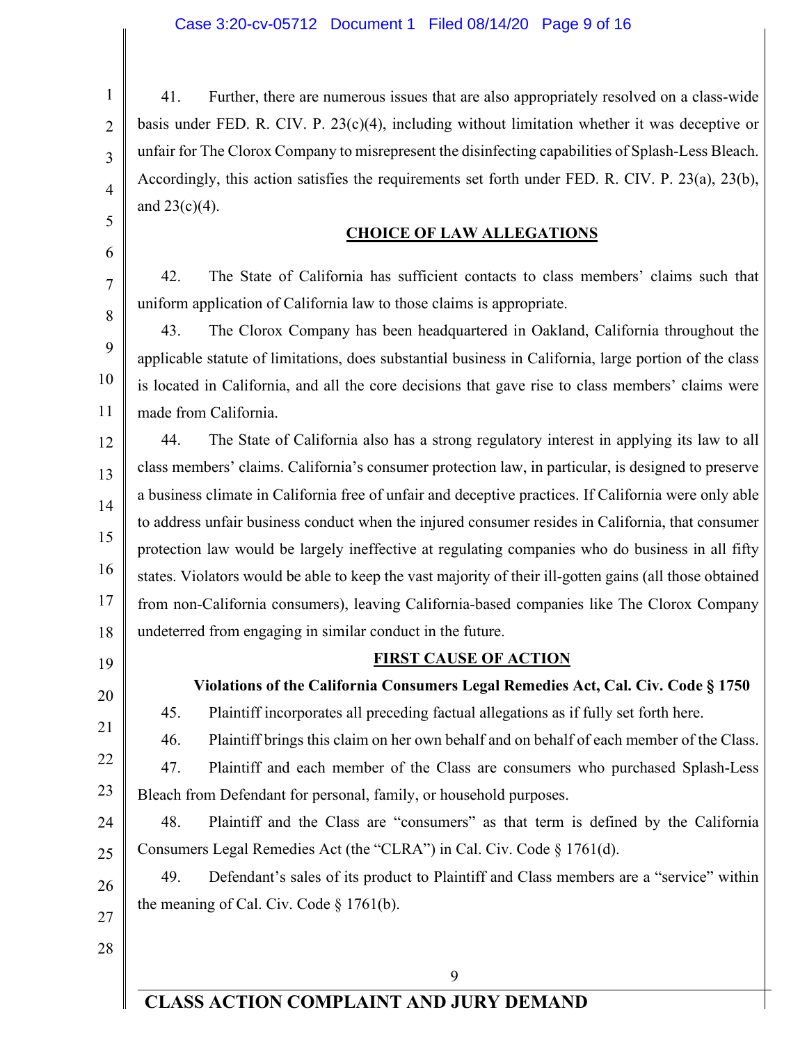41. Further, there are numerous issues that are also appropriately resolved on a class-wide basis under FED. R. CIV. P. 23(c)(4), including without limitation whether it was deceptive or unfair for The Clorox Company to misrepresent the disinfecting capabilities of Splash-Less Bleach. Accordingly, this action satisfies the requirements set forth under FED. R. CIV. P. 23(a), 23(b), and 23(c)(4).

## CHOICE OF LAW ALLEGATIONS

42. The State of California has sufficient contacts to class members' claims such that uniform application of California law to those claims is appropriate.

43. The Clorox Company has been headquartered in Oakland, California throughout the applicable statute of limitations, does substantial business in California, large portion of the class is located in California, and all the core decisions that gave rise to class members' claims were made from California.

44. The State of California also has a strong regulatory interest in applying its law to all class members' claims. California's consumer protection law, in particular, is designed to preserve a business climate in California free of unfair and deceptive practices. If California were only able to address unfair business conduct when the injured consumer resides in California, that consumer protection law would be largely ineffective at regulating companies who do business in all fifty states. Violators would be able to keep the vast majority of their ill-gotten gains (all those obtained from non-California consumers), leaving California-based companies like The Clorox Company undeterred from engaging in similar conduct in the future.

## FIRST CAUSE OF ACTION

### Violations of the California Consumers Legal Remedies Act, Cal. Civ. Code § 1750

45. Plaintiff incorporates all preceding factual allegations as if fully set forth here.

46. Plaintiff brings this claim on her own behalf and on behalf of each member of the Class.

47. Plaintiff and each member of the Class are consumers who purchased Splash-Less Bleach from Defendant for personal, family, or household purposes.

48. Plaintiff and the Class are "consumers" as that term is defined by the California Consumers Legal Remedies Act (the "CLRA") in Cal. Civ. Code § 1761(d).

49. Defendant's sales of its product to Plaintiff and Class members are a "service" within the meaning of Cal. Civ. Code § 1761(b).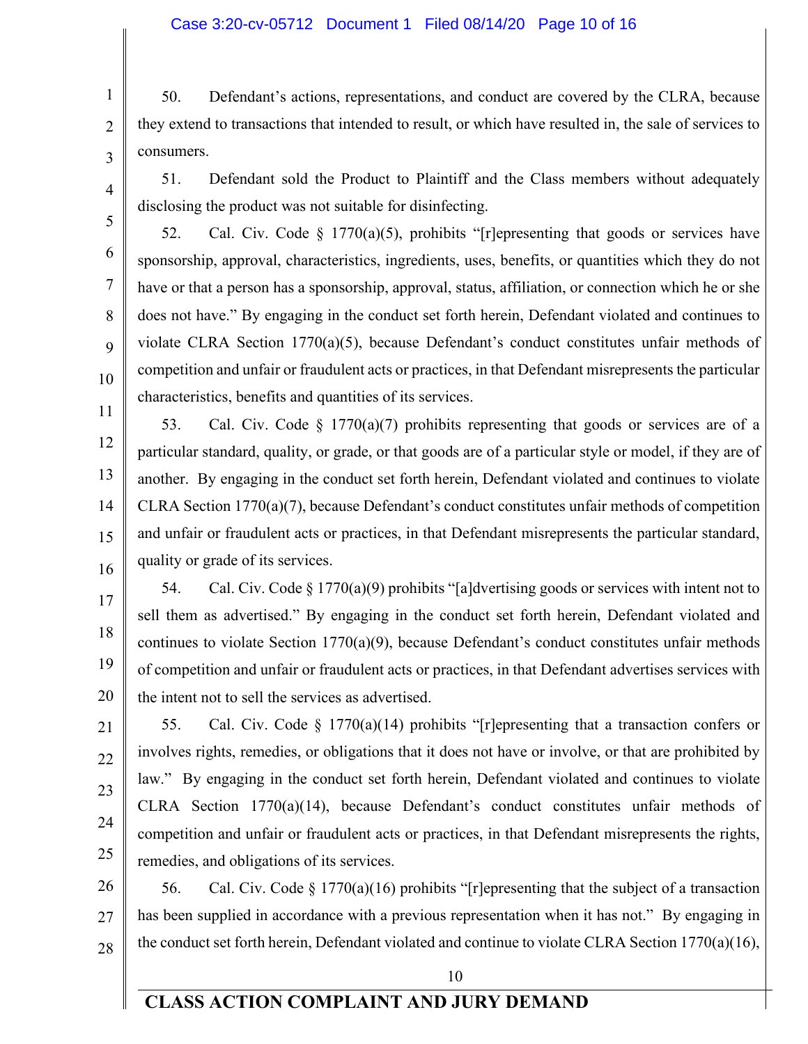50. Defendant's actions, representations, and conduct are covered by the CLRA, because they extend to transactions that intended to result, or which have resulted in, the sale of services to consumers.

51. Defendant sold the Product to Plaintiff and the Class members without adequately disclosing the product was not suitable for disinfecting.

52. Cal. Civ. Code § 1770(a)(5), prohibits "[r]epresenting that goods or services have sponsorship, approval, characteristics, ingredients, uses, benefits, or quantities which they do not have or that a person has a sponsorship, approval, status, affiliation, or connection which he or she does not have." By engaging in the conduct set forth herein, Defendant violated and continues to violate CLRA Section 1770(a)(5), because Defendant's conduct constitutes unfair methods of competition and unfair or fraudulent acts or practices, in that Defendant misrepresents the particular characteristics, benefits and quantities of its services.

53. Cal. Civ. Code § 1770(a)(7) prohibits representing that goods or services are of a particular standard, quality, or grade, or that goods are of a particular style or model, if they are of another. By engaging in the conduct set forth herein, Defendant violated and continues to violate CLRA Section 1770(a)(7), because Defendant's conduct constitutes unfair methods of competition and unfair or fraudulent acts or practices, in that Defendant misrepresents the particular standard, quality or grade of its services.

54. Cal. Civ. Code § 1770(a)(9) prohibits "[a]dvertising goods or services with intent not to sell them as advertised." By engaging in the conduct set forth herein, Defendant violated and continues to violate Section 1770(a)(9), because Defendant's conduct constitutes unfair methods of competition and unfair or fraudulent acts or practices, in that Defendant advertises services with the intent not to sell the services as advertised.

55. Cal. Civ. Code § 1770(a)(14) prohibits "[r]epresenting that a transaction confers or involves rights, remedies, or obligations that it does not have or involve, or that are prohibited by law." By engaging in the conduct set forth herein, Defendant violated and continues to violate CLRA Section 1770(a)(14), because Defendant's conduct constitutes unfair methods of competition and unfair or fraudulent acts or practices, in that Defendant misrepresents the rights, remedies, and obligations of its services.

56. Cal. Civ. Code § 1770(a)(16) prohibits "[r]epresenting that the subject of a transaction has been supplied in accordance with a previous representation when it has not." By engaging in the conduct set forth herein, Defendant violated and continue to violate CLRA Section 1770(a)(16),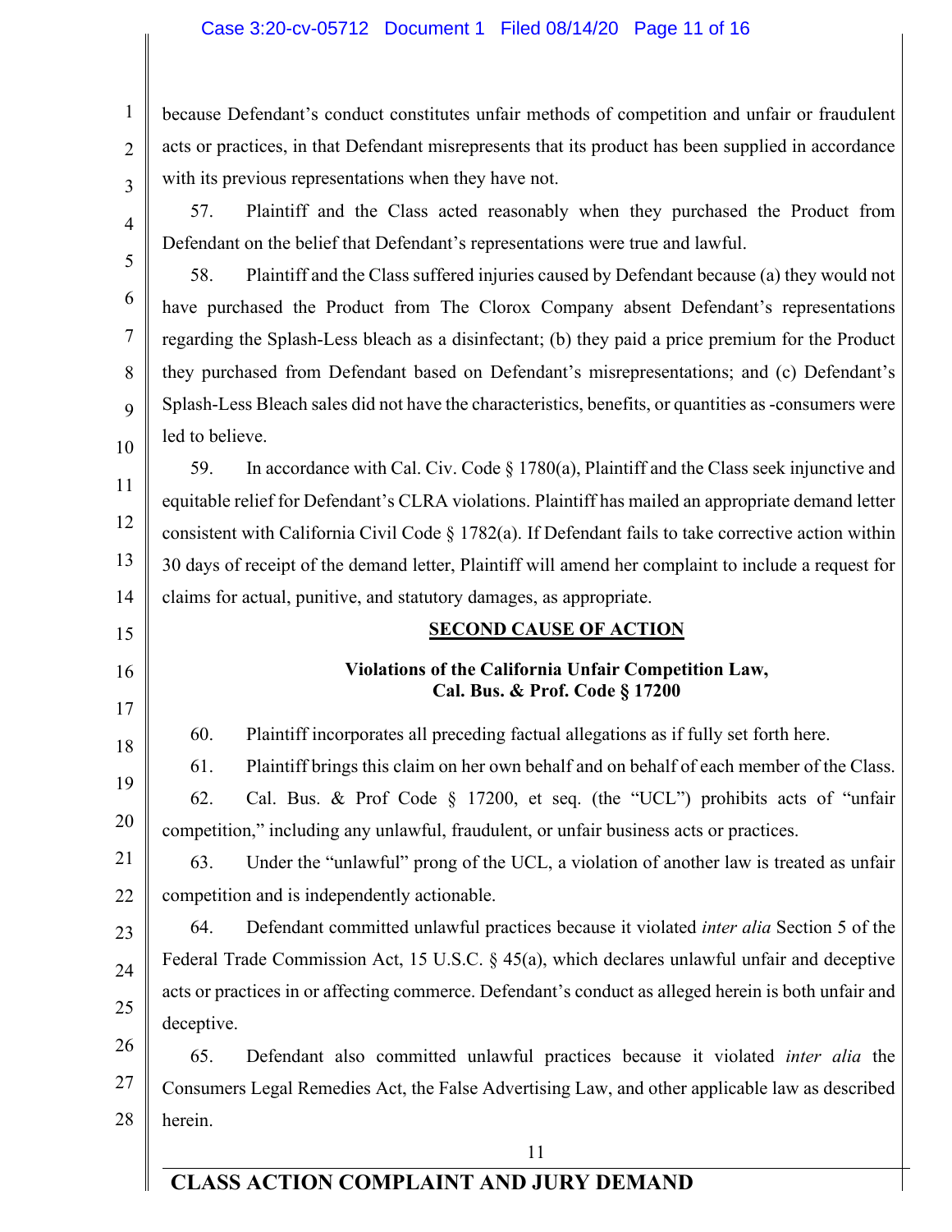because Defendant's conduct constitutes unfair methods of competition and unfair or fraudulent acts or practices, in that Defendant misrepresents that its product has been supplied in accordance with its previous representations when they have not.

57. Plaintiff and the Class acted reasonably when they purchased the Product from Defendant on the belief that Defendant's representations were true and lawful.

58. Plaintiff and the Class suffered injuries caused by Defendant because (a) they would not have purchased the Product from The Clorox Company absent Defendant's representations regarding the Splash-Less bleach as a disinfectant; (b) they paid a price premium for the Product they purchased from Defendant based on Defendant's misrepresentations; and (c) Defendant's Splash-Less Bleach sales did not have the characteristics, benefits, or quantities as -consumers were led to believe.

59. In accordance with Cal. Civ. Code § 1780(a), Plaintiff and the Class seek injunctive and equitable relief for Defendant's CLRA violations. Plaintiff has mailed an appropriate demand letter consistent with California Civil Code § 1782(a). If Defendant fails to take corrective action within 30 days of receipt of the demand letter, Plaintiff will amend her complaint to include a request for claims for actual, punitive, and statutory damages, as appropriate.

## SECOND CAUSE OF ACTION

### Violations of the California Unfair Competition Law, Cal. Bus. & Prof. Code § 17200

60. Plaintiff incorporates all preceding factual allegations as if fully set forth here.

61. Plaintiff brings this claim on her own behalf and on behalf of each member of the Class.

62. Cal. Bus. & Prof Code § 17200, et seq. (the "UCL") prohibits acts of "unfair competition," including any unlawful, fraudulent, or unfair business acts or practices.

63. Under the "unlawful" prong of the UCL, a violation of another law is treated as unfair competition and is independently actionable.

64. Defendant committed unlawful practices because it violated *inter alia* Section 5 of the Federal Trade Commission Act, 15 U.S.C. § 45(a), which declares unlawful unfair and deceptive acts or practices in or affecting commerce. Defendant's conduct as alleged herein is both unfair and deceptive.

65. Defendant also committed unlawful practices because it violated *inter alia* the Consumers Legal Remedies Act, the False Advertising Law, and other applicable law as described herein.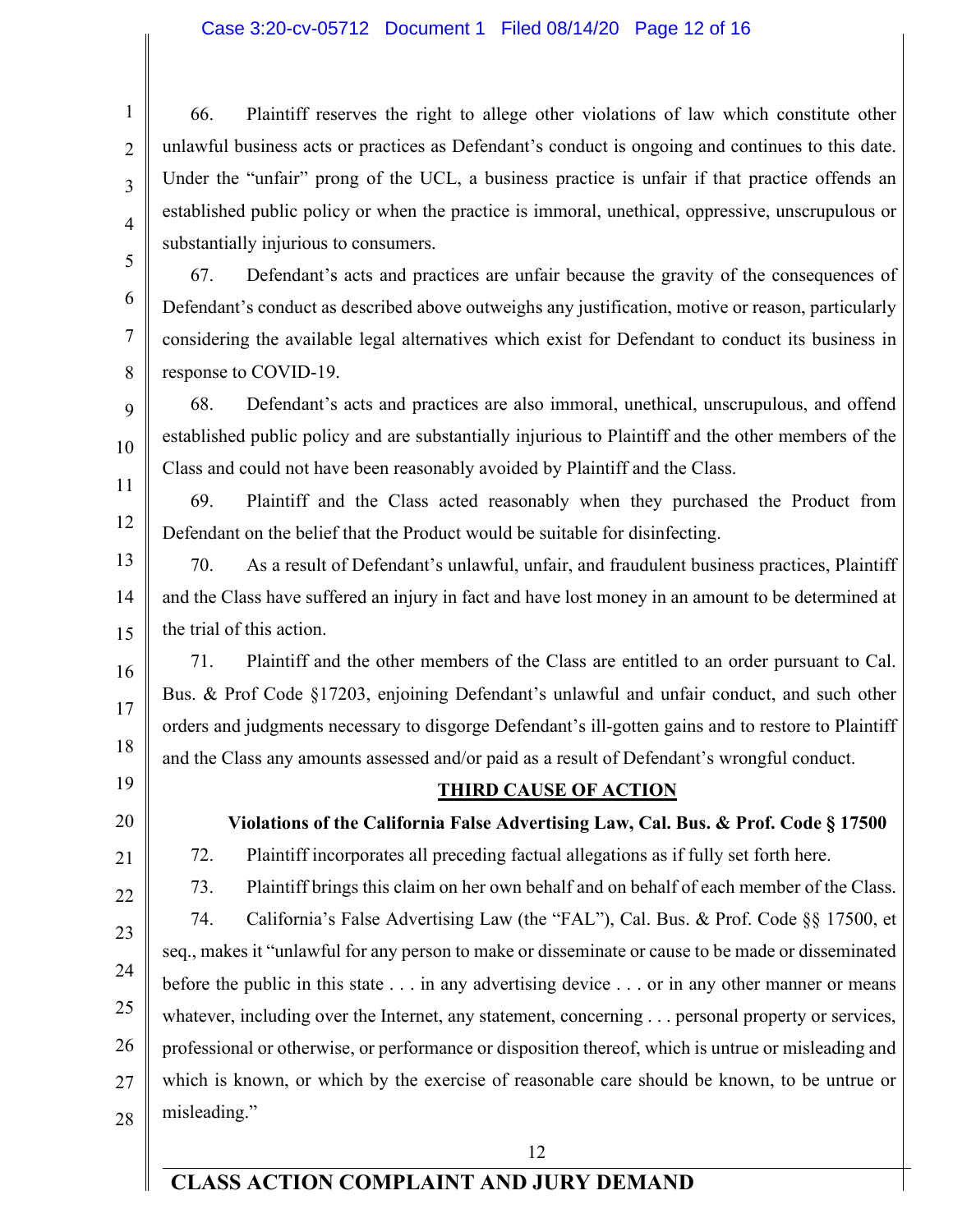66. Plaintiff reserves the right to allege other violations of law which constitute other unlawful business acts or practices as Defendant's conduct is ongoing and continues to this date. Under the "unfair" prong of the UCL, a business practice is unfair if that practice offends an established public policy or when the practice is immoral, unethical, oppressive, unscrupulous or substantially injurious to consumers.

67. Defendant's acts and practices are unfair because the gravity of the consequences of Defendant's conduct as described above outweighs any justification, motive or reason, particularly considering the available legal alternatives which exist for Defendant to conduct its business in response to COVID-19.

68. Defendant's acts and practices are also immoral, unethical, unscrupulous, and offend established public policy and are substantially injurious to Plaintiff and the other members of the Class and could not have been reasonably avoided by Plaintiff and the Class.

69. Plaintiff and the Class acted reasonably when they purchased the Product from Defendant on the belief that the Product would be suitable for disinfecting.

70. As a result of Defendant's unlawful, unfair, and fraudulent business practices, Plaintiff and the Class have suffered an injury in fact and have lost money in an amount to be determined at the trial of this action.

71. Plaintiff and the other members of the Class are entitled to an order pursuant to Cal. Bus. & Prof Code §17203, enjoining Defendant's unlawful and unfair conduct, and such other orders and judgments necessary to disgorge Defendant's ill-gotten gains and to restore to Plaintiff and the Class any amounts assessed and/or paid as a result of Defendant's wrongful conduct.

## THIRD CAUSE OF ACTION

### Violations of the California False Advertising Law, Cal. Bus. & Prof. Code § 17500

72. Plaintiff incorporates all preceding factual allegations as if fully set forth here.

73. Plaintiff brings this claim on her own behalf and on behalf of each member of the Class.

74. California's False Advertising Law (the "FAL"), Cal. Bus. & Prof. Code §§ 17500, et seq., makes it "unlawful for any person to make or disseminate or cause to be made or disseminated before the public in this state . . . in any advertising device . . . or in any other manner or means whatever, including over the Internet, any statement, concerning . . . personal property or services, professional or otherwise, or performance or disposition thereof, which is untrue or misleading and which is known, or which by the exercise of reasonable care should be known, to be untrue or misleading."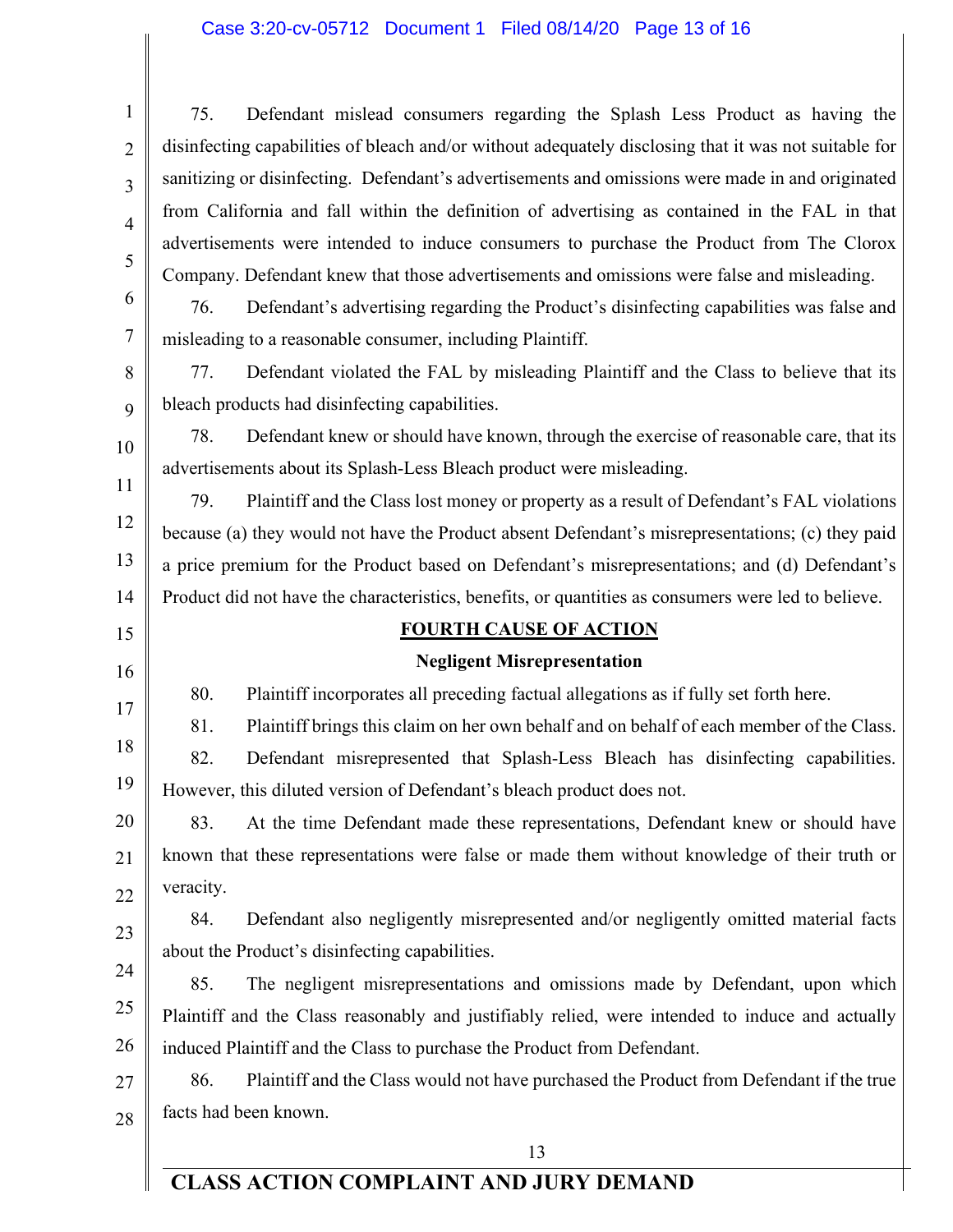75. Defendant mislead consumers regarding the Splash Less Product as having the disinfecting capabilities of bleach and/or without adequately disclosing that it was not suitable for sanitizing or disinfecting. Defendant's advertisements and omissions were made in and originated from California and fall within the definition of advertising as contained in the FAL in that advertisements were intended to induce consumers to purchase the Product from The Clorox Company. Defendant knew that those advertisements and omissions were false and misleading.

76. Defendant's advertising regarding the Product's disinfecting capabilities was false and misleading to a reasonable consumer, including Plaintiff.

77. Defendant violated the FAL by misleading Plaintiff and the Class to believe that its bleach products had disinfecting capabilities.

78. Defendant knew or should have known, through the exercise of reasonable care, that its advertisements about its Splash-Less Bleach product were misleading.

79. Plaintiff and the Class lost money or property as a result of Defendant's FAL violations because (a) they would not have the Product absent Defendant's misrepresentations; (c) they paid a price premium for the Product based on Defendant's misrepresentations; and (d) Defendant's Product did not have the characteristics, benefits, or quantities as consumers were led to believe.

## FOURTH CAUSE OF ACTION

### Negligent Misrepresentation

80. Plaintiff incorporates all preceding factual allegations as if fully set forth here.

81. Plaintiff brings this claim on her own behalf and on behalf of each member of the Class.

82. Defendant misrepresented that Splash-Less Bleach has disinfecting capabilities. However, this diluted version of Defendant's bleach product does not.

83. At the time Defendant made these representations, Defendant knew or should have known that these representations were false or made them without knowledge of their truth or veracity.

84. Defendant also negligently misrepresented and/or negligently omitted material facts about the Product's disinfecting capabilities.

85. The negligent misrepresentations and omissions made by Defendant, upon which Plaintiff and the Class reasonably and justifiably relied, were intended to induce and actually induced Plaintiff and the Class to purchase the Product from Defendant.

86. Plaintiff and the Class would not have purchased the Product from Defendant if the true facts had been known.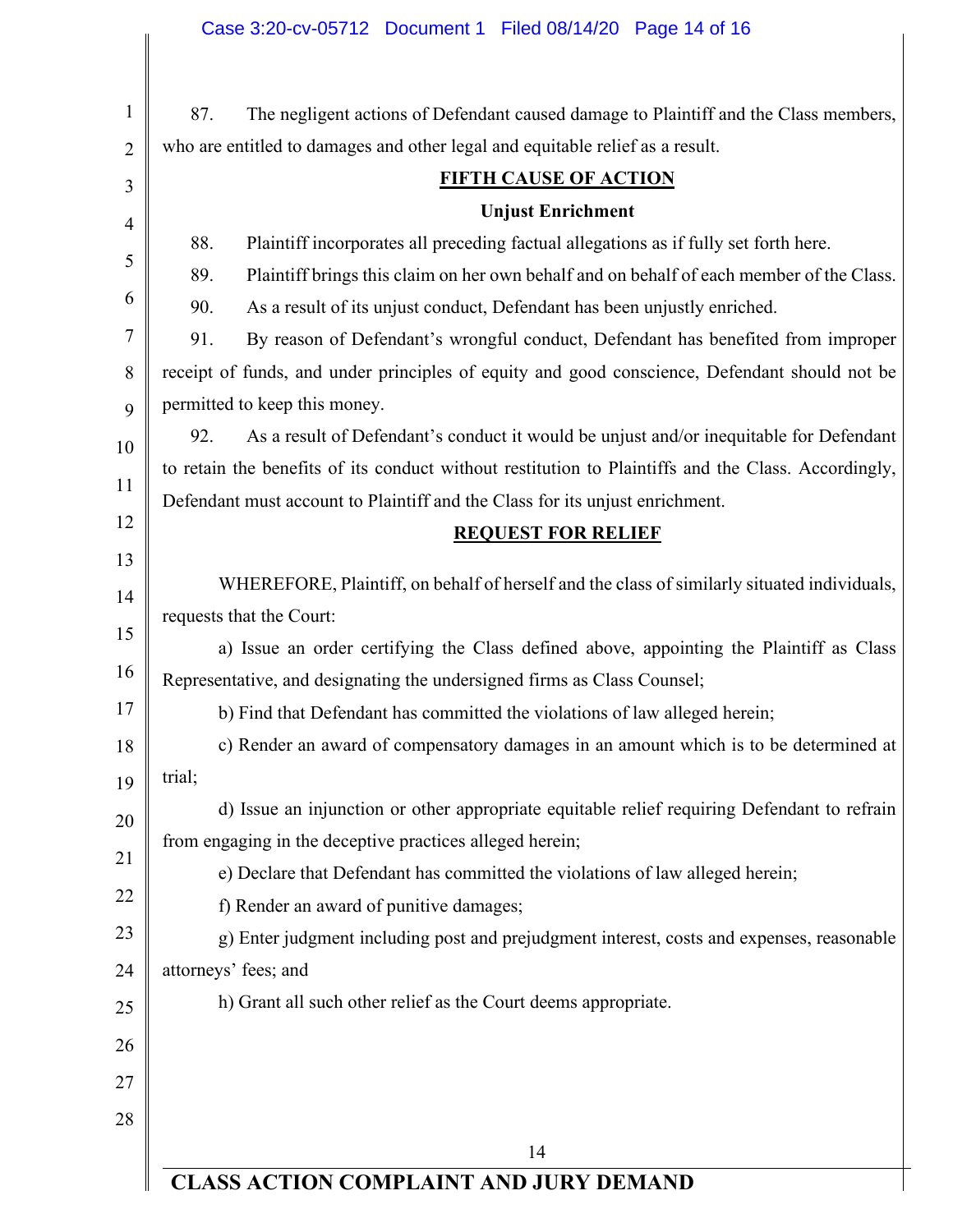87. The negligent actions of Defendant caused damage to Plaintiff and the Class members, who are entitled to damages and other legal and equitable relief as a result.

## FIFTH CAUSE OF ACTION

### Unjust Enrichment

88. Plaintiff incorporates all preceding factual allegations as if fully set forth here.

89. Plaintiff brings this claim on her own behalf and on behalf of each member of the Class.

90. As a result of its unjust conduct, Defendant has been unjustly enriched.

91. By reason of Defendant's wrongful conduct, Defendant has benefited from improper receipt of funds, and under principles of equity and good conscience, Defendant should not be permitted to keep this money.

92. As a result of Defendant's conduct it would be unjust and/or inequitable for Defendant to retain the benefits of its conduct without restitution to Plaintiffs and the Class. Accordingly, Defendant must account to Plaintiff and the Class for its unjust enrichment.

## REQUEST FOR RELIEF

WHEREFORE, Plaintiff, on behalf of herself and the class of similarly situated individuals, requests that the Court:

a) Issue an order certifying the Class defined above, appointing the Plaintiff as Class Representative, and designating the undersigned firms as Class Counsel;

b) Find that Defendant has committed the violations of law alleged herein;

c) Render an award of compensatory damages in an amount which is to be determined at trial;

d) Issue an injunction or other appropriate equitable relief requiring Defendant to refrain from engaging in the deceptive practices alleged herein;

e) Declare that Defendant has committed the violations of law alleged herein;

f) Render an award of punitive damages;

g) Enter judgment including post and prejudgment interest, costs and expenses, reasonable attorneys' fees; and

h) Grant all such other relief as the Court deems appropriate.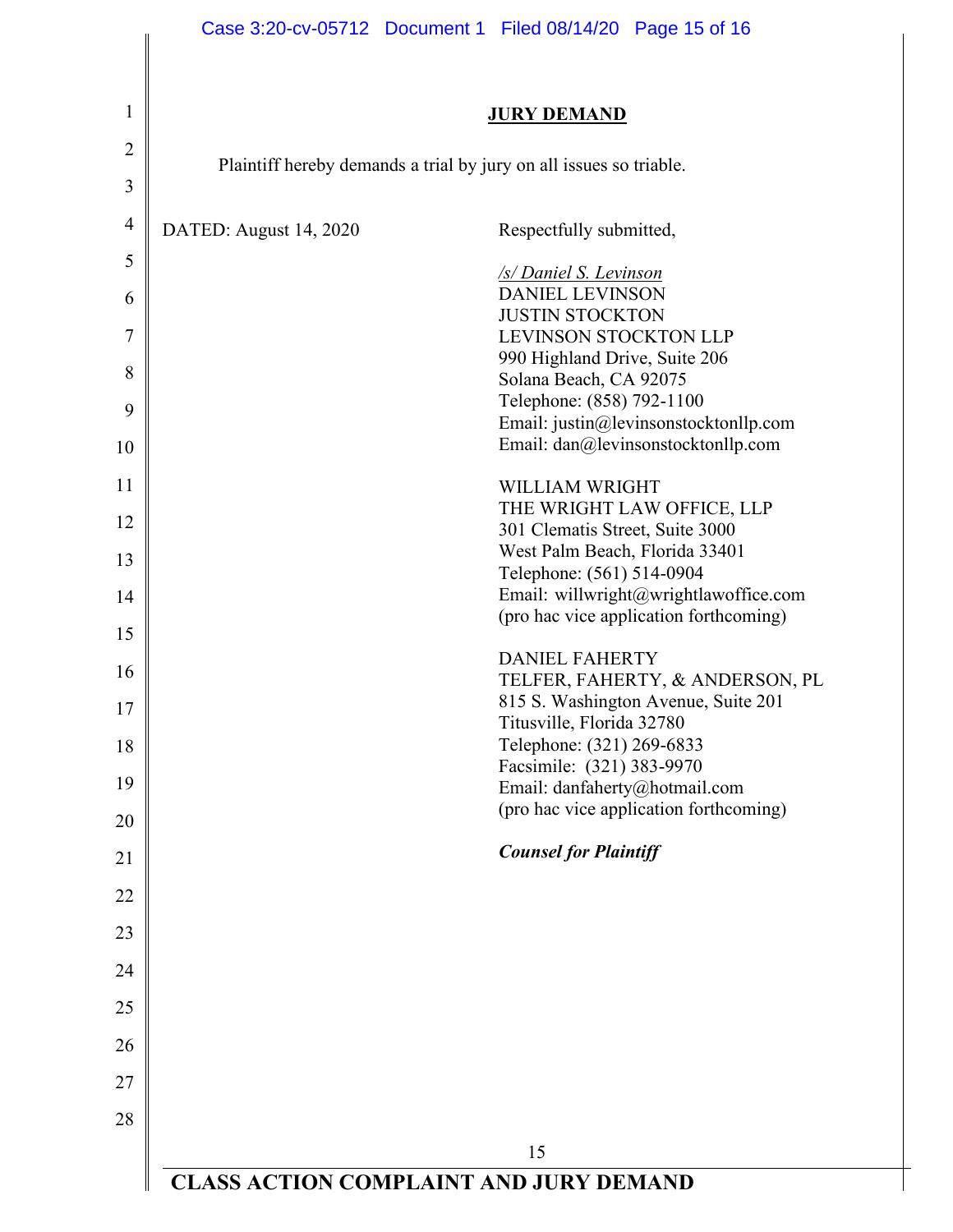## JURY DEMAND

Plaintiff hereby demands a trial by jury on all issues so triable.

DATED: August 14, 2020

Respectfully submitted,

/s/ Daniel S. Levinson
DANIEL LEVINSON
JUSTIN STOCKTON
LEVINSON STOCKTON LLP
990 Highland Drive, Suite 206
Solana Beach, CA 92075
Telephone: (858) 792-1100
Email: justin@levinsonstocktonllp.com
Email: dan@levinsonstocktonllp.com

WILLIAM WRIGHT
THE WRIGHT LAW OFFICE, LLP
301 Clematis Street, Suite 3000
West Palm Beach, Florida 33401
Telephone: (561) 514-0904
Email: willwright@wrightlawoffice.com
(pro hac vice application forthcoming)

DANIEL FAHERTY
TELFER, FAHERTY, & ANDERSON, PL
815 S. Washington Avenue, Suite 201
Titusville, Florida 32780
Telephone: (321) 269-6833
Facsimile: (321) 383-9970
Email: danfaherty@hotmail.com
(pro hac vice application forthcoming)

***Counsel for Plaintiff***

**CLASS ACTION COMPLAINT AND JURY DEMAND**